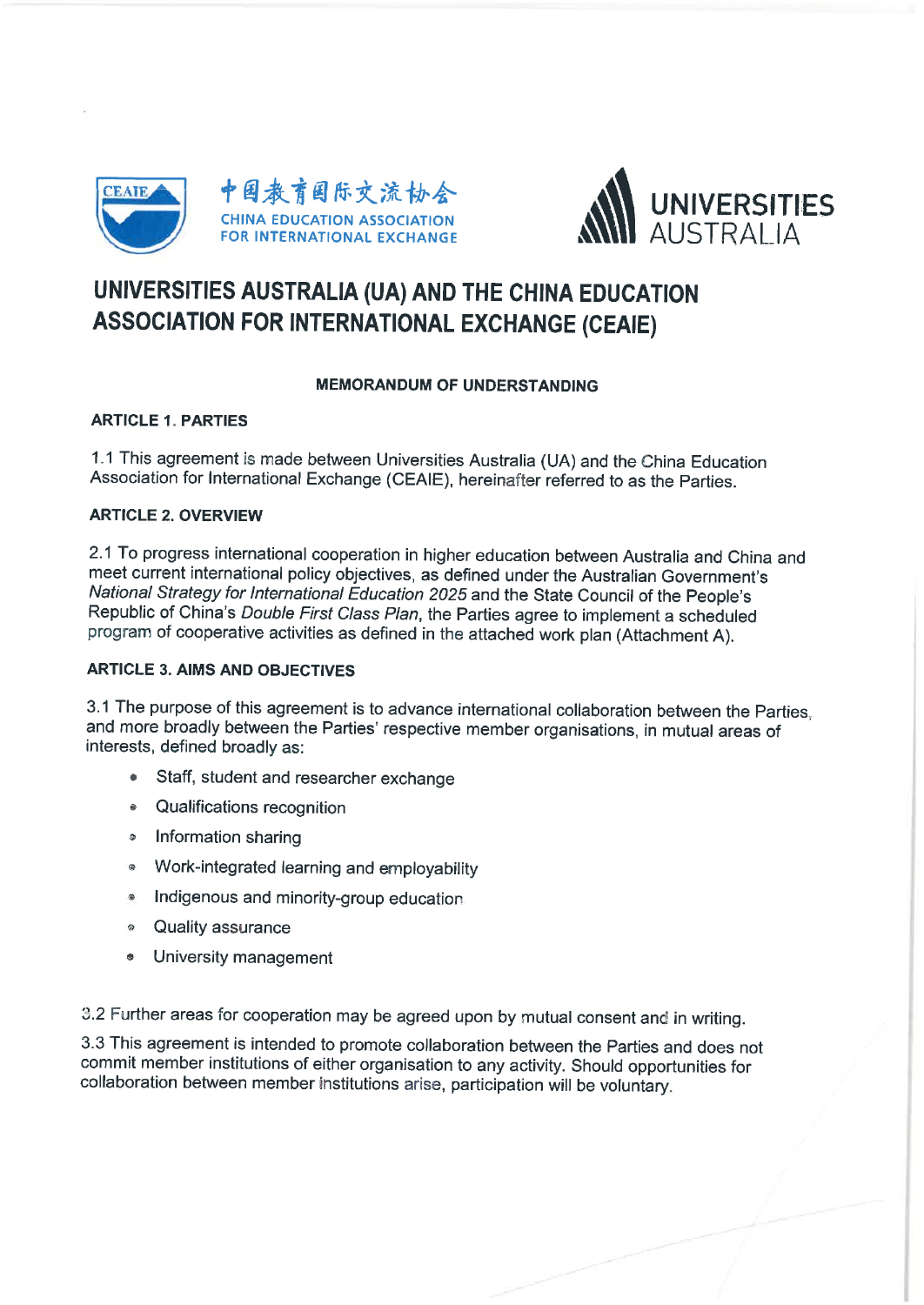中国教育国际交流协会

CHINA EDUCATION ASSOCIATION FOR INTERNATIONAL EXCHANGE

UNIVERSITIES AUSTRALIA

# UNIVERSITIES AUSTRALIA (UA) AND THE CHINA EDUCATION ASSOCIATION FOR INTERNATIONAL EXCHANGE (CEAIE)

## MEMORANDUM OF UNDERSTANDING

### ARTICLE 1. PARTIES

1.1 This agreement is made between Universities Australia (UA) and the China Education Association for International Exchange (CEAIE), hereinafter referred to as the Parties.

### ARTICLE 2. OVERVIEW

2.1 To progress international cooperation in higher education between Australia and China and meet current international policy objectives, as defined under the Australian Government's *National Strategy for International Education 2025* and the State Council of the People's Republic of China's *Double First Class Plan*, the Parties agree to implement a scheduled program of cooperative activities as defined in the attached work plan (Attachment A).

### ARTICLE 3. AIMS AND OBJECTIVES

3.1 The purpose of this agreement is to advance international collaboration between the Parties, and more broadly between the Parties' respective member organisations, in mutual areas of interests, defined broadly as:

- Staff, student and researcher exchange
- Qualifications recognition
- Information sharing
- Work-integrated learning and employability
- Indigenous and minority-group education
- Quality assurance
- University management

3.2 Further areas for cooperation may be agreed upon by mutual consent and in writing.

3.3 This agreement is intended to promote collaboration between the Parties and does not commit member institutions of either organisation to any activity. Should opportunities for collaboration between member institutions arise, participation will be voluntary.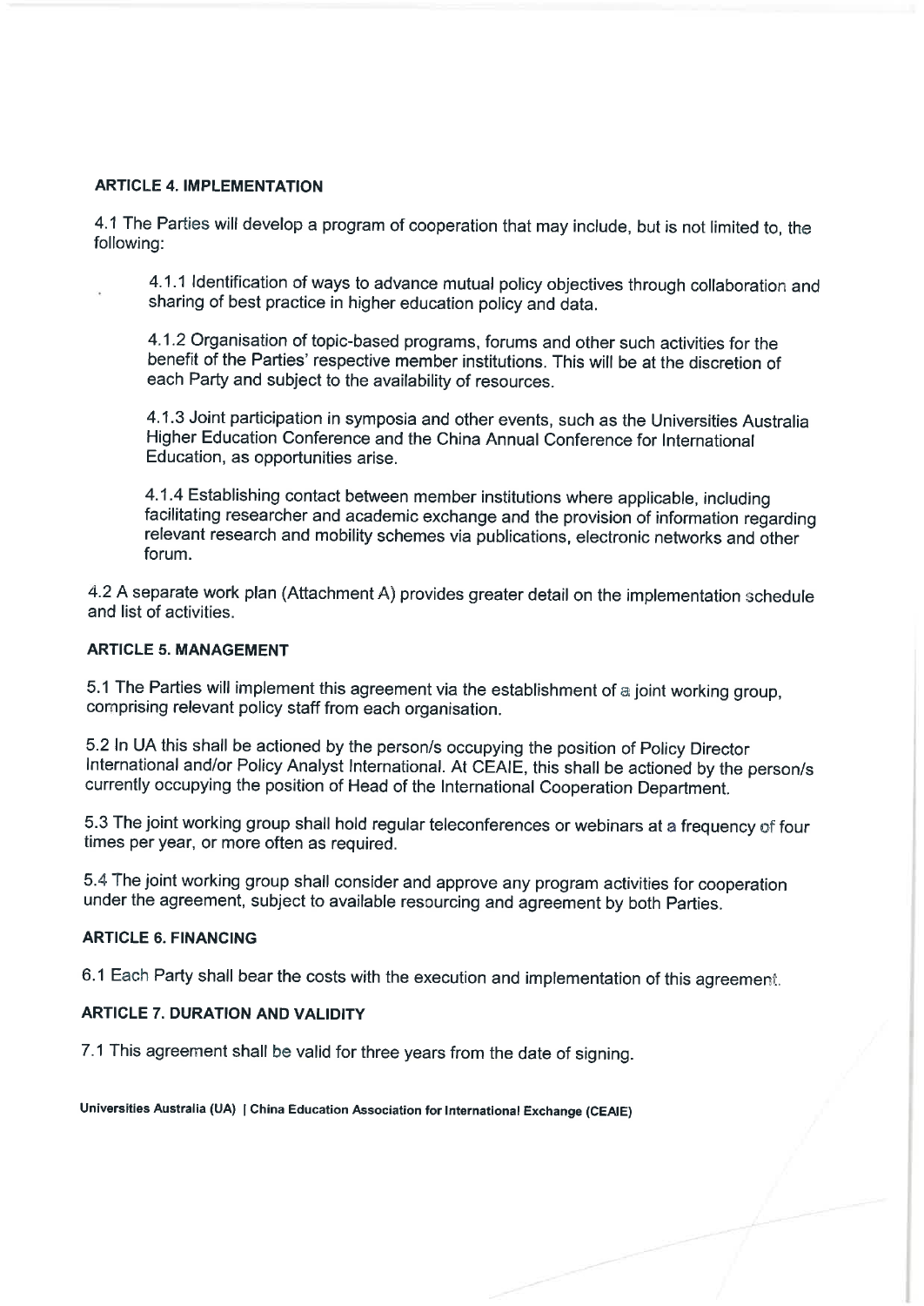### ARTICLE 4. IMPLEMENTATION

4.1 The Parties will develop a program of cooperation that may include, but is not limited to, the following:

> 4.1.1 Identification of ways to advance mutual policy objectives through collaboration and sharing of best practice in higher education policy and data.
>
> 4.1.2 Organisation of topic-based programs, forums and other such activities for the benefit of the Parties' respective member institutions. This will be at the discretion of each Party and subject to the availability of resources.
>
> 4.1.3 Joint participation in symposia and other events, such as the Universities Australia Higher Education Conference and the China Annual Conference for International Education, as opportunities arise.
>
> 4.1.4 Establishing contact between member institutions where applicable, including facilitating researcher and academic exchange and the provision of information regarding relevant research and mobility schemes via publications, electronic networks and other forum.

4.2 A separate work plan (Attachment A) provides greater detail on the implementation schedule and list of activities.

### ARTICLE 5. MANAGEMENT

5.1 The Parties will implement this agreement via the establishment of a joint working group, comprising relevant policy staff from each organisation.

5.2 In UA this shall be actioned by the person/s occupying the position of Policy Director International and/or Policy Analyst International. At CEAIE, this shall be actioned by the person/s currently occupying the position of Head of the International Cooperation Department.

5.3 The joint working group shall hold regular teleconferences or webinars at a frequency of four times per year, or more often as required.

5.4 The joint working group shall consider and approve any program activities for cooperation under the agreement, subject to available resourcing and agreement by both Parties.

### ARTICLE 6. FINANCING

6.1 Each Party shall bear the costs with the execution and implementation of this agreement.

### ARTICLE 7. DURATION AND VALIDITY

7.1 This agreement shall be valid for three years from the date of signing.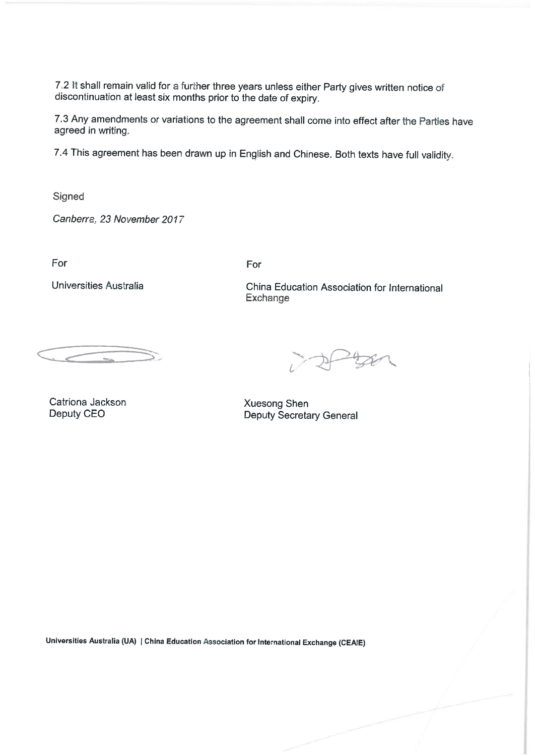7.2 It shall remain valid for a further three years unless either Party gives written notice of discontinuation at least six months prior to the date of expiry.

7.3 Any amendments or variations to the agreement shall come into effect after the Parties have agreed in writing.

7.4 This agreement has been drawn up in English and Chinese. Both texts have full validity.

Signed

*Canberra, 23 November 2017*

For

Universities Australia

Catriona Jackson
Deputy CEO

For

China Education Association for International Exchange

Xuesong Shen
Deputy Secretary General

**Universities Australia (UA) | China Education Association for International Exchange (CEAIE)**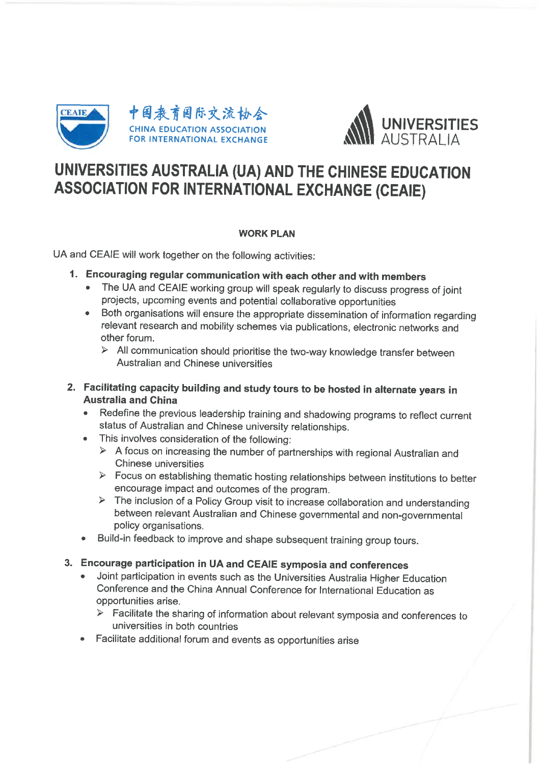中国教育国际交流协会

CHINA EDUCATION ASSOCIATION FOR INTERNATIONAL EXCHANGE

UNIVERSITIES AUSTRALIA

# UNIVERSITIES AUSTRALIA (UA) AND THE CHINESE EDUCATION ASSOCIATION FOR INTERNATIONAL EXCHANGE (CEAIE)

**WORK PLAN**

UA and CEAIE will work together on the following activities:

1. **Encouraging regular communication with each other and with members**
   - The UA and CEAIE working group will speak regularly to discuss progress of joint projects, upcoming events and potential collaborative opportunities
   - Both organisations will ensure the appropriate dissemination of information regarding relevant research and mobility schemes via publications, electronic networks and other forum.
     - All communication should prioritise the two-way knowledge transfer between Australian and Chinese universities

2. **Facilitating capacity building and study tours to be hosted in alternate years in Australia and China**
   - Redefine the previous leadership training and shadowing programs to reflect current status of Australian and Chinese university relationships.
   - This involves consideration of the following:
     - A focus on increasing the number of partnerships with regional Australian and Chinese universities
     - Focus on establishing thematic hosting relationships between institutions to better encourage impact and outcomes of the program.
     - The inclusion of a Policy Group visit to increase collaboration and understanding between relevant Australian and Chinese governmental and non-governmental policy organisations.
   - Build-in feedback to improve and shape subsequent training group tours.

3. **Encourage participation in UA and CEAIE symposia and conferences**
   - Joint participation in events such as the Universities Australia Higher Education Conference and the China Annual Conference for International Education as opportunities arise.
     - Facilitate the sharing of information about relevant symposia and conferences to universities in both countries
   - Facilitate additional forum and events as opportunities arise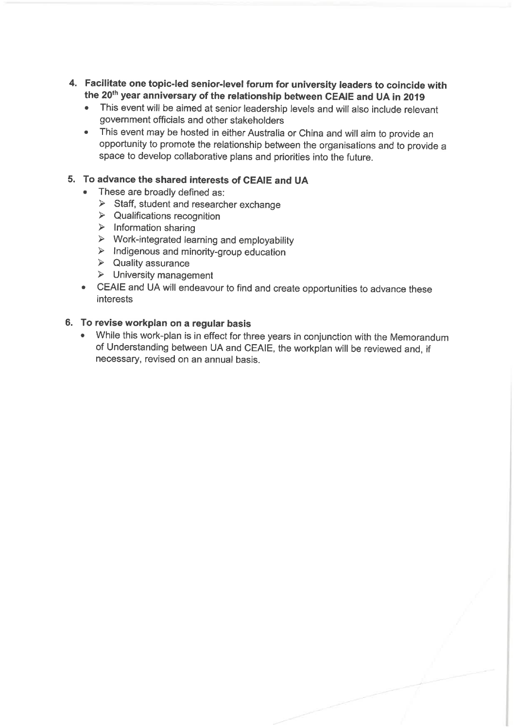4. **Facilitate one topic-led senior-level forum for university leaders to coincide with the 20th year anniversary of the relationship between CEAIE and UA in 2019**
   - This event will be aimed at senior leadership levels and will also include relevant government officials and other stakeholders
   - This event may be hosted in either Australia or China and will aim to provide an opportunity to promote the relationship between the organisations and to provide a space to develop collaborative plans and priorities into the future.

5. **To advance the shared interests of CEAIE and UA**
   - These are broadly defined as:
     - Staff, student and researcher exchange
     - Qualifications recognition
     - Information sharing
     - Work-integrated learning and employability
     - Indigenous and minority-group education
     - Quality assurance
     - University management
   - CEAIE and UA will endeavour to find and create opportunities to advance these interests

6. **To revise workplan on a regular basis**
   - While this work-plan is in effect for three years in conjunction with the Memorandum of Understanding between UA and CEAIE, the workplan will be reviewed and, if necessary, revised on an annual basis.